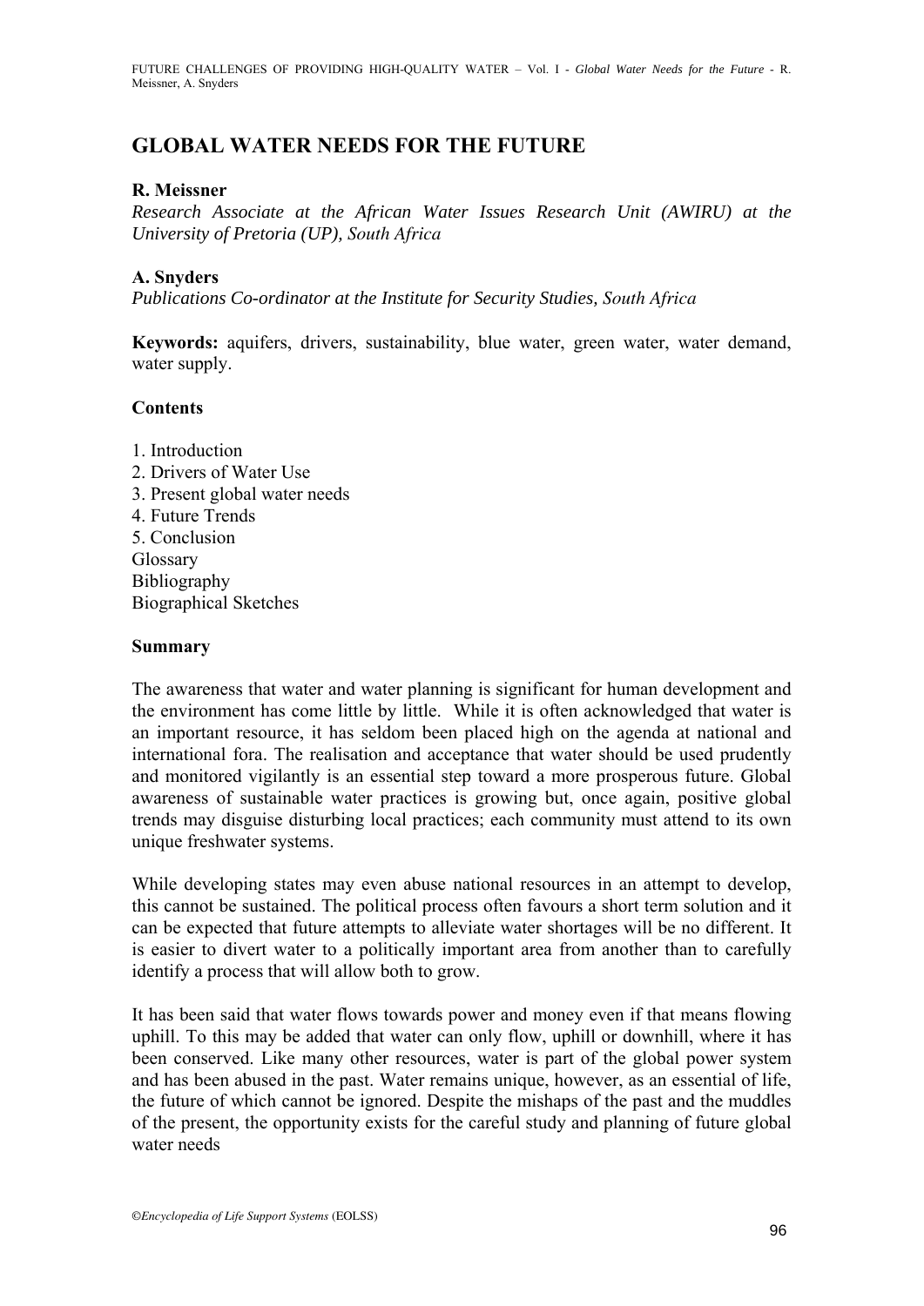# GLOBAL WATER NEEDS FOR THE FUTURE

**R. Meissner**
*Research Associate at the African Water Issues Research Unit (AWIRU) at the University of Pretoria (UP), South Africa*

**A. Snyders**
*Publications Co-ordinator at the Institute for Security Studies, South Africa*

**Keywords:** aquifers, drivers, sustainability, blue water, green water, water demand, water supply.

**Contents**

1. Introduction
2. Drivers of Water Use
3. Present global water needs
4. Future Trends
5. Conclusion

Glossary
Bibliography
Biographical Sketches

**Summary**

The awareness that water and water planning is significant for human development and the environment has come little by little. While it is often acknowledged that water is an important resource, it has seldom been placed high on the agenda at national and international fora. The realisation and acceptance that water should be used prudently and monitored vigilantly is an essential step toward a more prosperous future. Global awareness of sustainable water practices is growing but, once again, positive global trends may disguise disturbing local practices; each community must attend to its own unique freshwater systems.

While developing states may even abuse national resources in an attempt to develop, this cannot be sustained. The political process often favours a short term solution and it can be expected that future attempts to alleviate water shortages will be no different. It is easier to divert water to a politically important area from another than to carefully identify a process that will allow both to grow.

It has been said that water flows towards power and money even if that means flowing uphill. To this may be added that water can only flow, uphill or downhill, where it has been conserved. Like many other resources, water is part of the global power system and has been abused in the past. Water remains unique, however, as an essential of life, the future of which cannot be ignored. Despite the mishaps of the past and the muddles of the present, the opportunity exists for the careful study and planning of future global water needs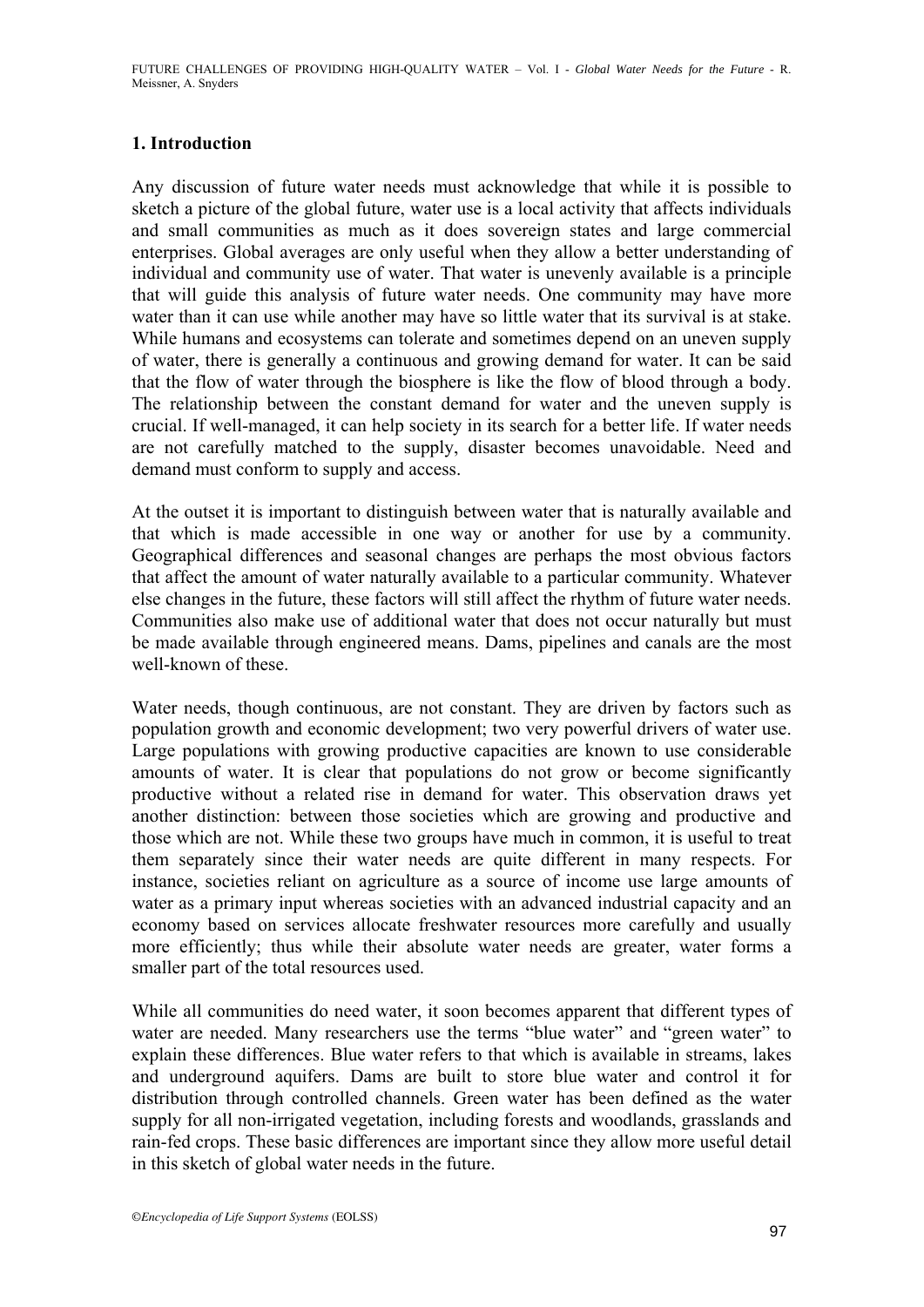## 1. Introduction

Any discussion of future water needs must acknowledge that while it is possible to sketch a picture of the global future, water use is a local activity that affects individuals and small communities as much as it does sovereign states and large commercial enterprises. Global averages are only useful when they allow a better understanding of individual and community use of water. That water is unevenly available is a principle that will guide this analysis of future water needs. One community may have more water than it can use while another may have so little water that its survival is at stake. While humans and ecosystems can tolerate and sometimes depend on an uneven supply of water, there is generally a continuous and growing demand for water. It can be said that the flow of water through the biosphere is like the flow of blood through a body. The relationship between the constant demand for water and the uneven supply is crucial. If well-managed, it can help society in its search for a better life. If water needs are not carefully matched to the supply, disaster becomes unavoidable. Need and demand must conform to supply and access.

At the outset it is important to distinguish between water that is naturally available and that which is made accessible in one way or another for use by a community. Geographical differences and seasonal changes are perhaps the most obvious factors that affect the amount of water naturally available to a particular community. Whatever else changes in the future, these factors will still affect the rhythm of future water needs. Communities also make use of additional water that does not occur naturally but must be made available through engineered means. Dams, pipelines and canals are the most well-known of these.

Water needs, though continuous, are not constant. They are driven by factors such as population growth and economic development; two very powerful drivers of water use. Large populations with growing productive capacities are known to use considerable amounts of water. It is clear that populations do not grow or become significantly productive without a related rise in demand for water. This observation draws yet another distinction: between those societies which are growing and productive and those which are not. While these two groups have much in common, it is useful to treat them separately since their water needs are quite different in many respects. For instance, societies reliant on agriculture as a source of income use large amounts of water as a primary input whereas societies with an advanced industrial capacity and an economy based on services allocate freshwater resources more carefully and usually more efficiently; thus while their absolute water needs are greater, water forms a smaller part of the total resources used.

While all communities do need water, it soon becomes apparent that different types of water are needed. Many researchers use the terms "blue water" and "green water" to explain these differences. Blue water refers to that which is available in streams, lakes and underground aquifers. Dams are built to store blue water and control it for distribution through controlled channels. Green water has been defined as the water supply for all non-irrigated vegetation, including forests and woodlands, grasslands and rain-fed crops. These basic differences are important since they allow more useful detail in this sketch of global water needs in the future.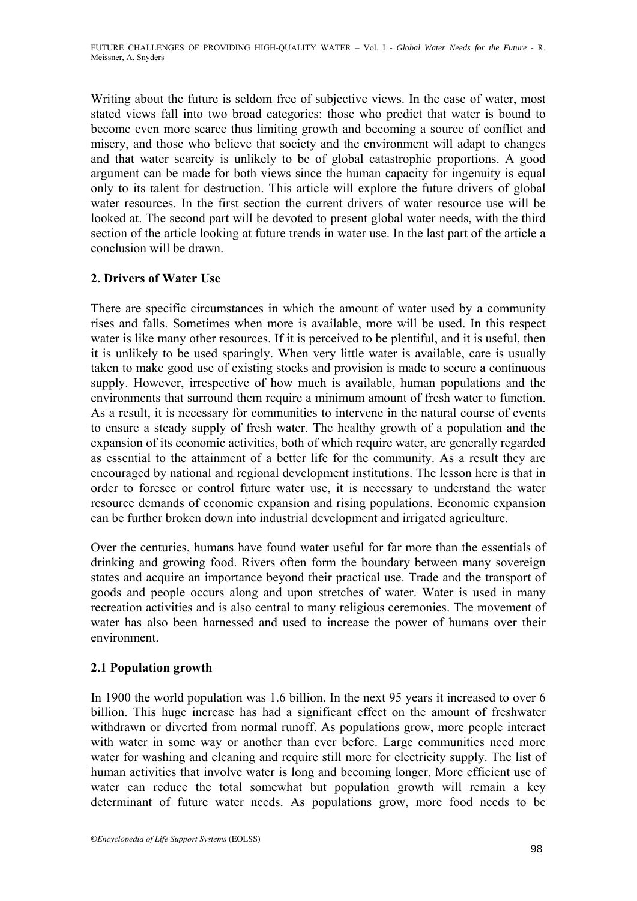Writing about the future is seldom free of subjective views. In the case of water, most stated views fall into two broad categories: those who predict that water is bound to become even more scarce thus limiting growth and becoming a source of conflict and misery, and those who believe that society and the environment will adapt to changes and that water scarcity is unlikely to be of global catastrophic proportions. A good argument can be made for both views since the human capacity for ingenuity is equal only to its talent for destruction. This article will explore the future drivers of global water resources. In the first section the current drivers of water resource use will be looked at. The second part will be devoted to present global water needs, with the third section of the article looking at future trends in water use. In the last part of the article a conclusion will be drawn.

## 2. Drivers of Water Use

There are specific circumstances in which the amount of water used by a community rises and falls. Sometimes when more is available, more will be used. In this respect water is like many other resources. If it is perceived to be plentiful, and it is useful, then it is unlikely to be used sparingly. When very little water is available, care is usually taken to make good use of existing stocks and provision is made to secure a continuous supply. However, irrespective of how much is available, human populations and the environments that surround them require a minimum amount of fresh water to function. As a result, it is necessary for communities to intervene in the natural course of events to ensure a steady supply of fresh water. The healthy growth of a population and the expansion of its economic activities, both of which require water, are generally regarded as essential to the attainment of a better life for the community. As a result they are encouraged by national and regional development institutions. The lesson here is that in order to foresee or control future water use, it is necessary to understand the water resource demands of economic expansion and rising populations. Economic expansion can be further broken down into industrial development and irrigated agriculture.

Over the centuries, humans have found water useful for far more than the essentials of drinking and growing food. Rivers often form the boundary between many sovereign states and acquire an importance beyond their practical use. Trade and the transport of goods and people occurs along and upon stretches of water. Water is used in many recreation activities and is also central to many religious ceremonies. The movement of water has also been harnessed and used to increase the power of humans over their environment.

### 2.1 Population growth

In 1900 the world population was 1.6 billion. In the next 95 years it increased to over 6 billion. This huge increase has had a significant effect on the amount of freshwater withdrawn or diverted from normal runoff. As populations grow, more people interact with water in some way or another than ever before. Large communities need more water for washing and cleaning and require still more for electricity supply. The list of human activities that involve water is long and becoming longer. More efficient use of water can reduce the total somewhat but population growth will remain a key determinant of future water needs. As populations grow, more food needs to be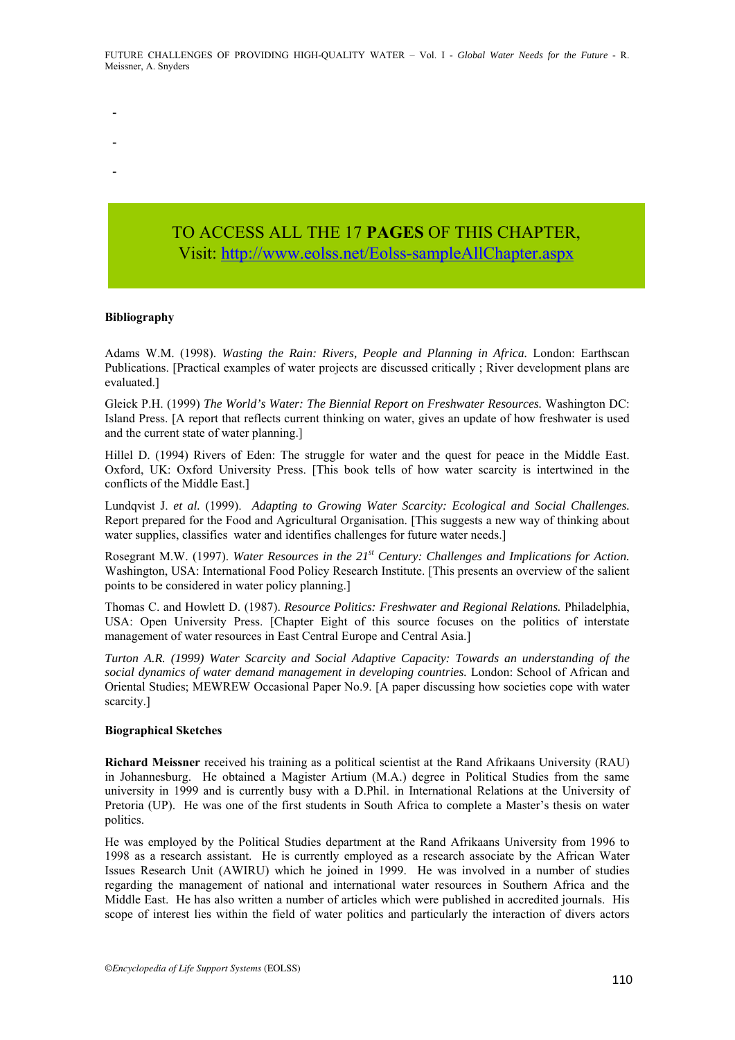-

-

-

TO ACCESS ALL THE 17 **PAGES** OF THIS CHAPTER,
Visit: http://www.eolss.net/Eolss-sampleAllChapter.aspx

### Bibliography

Adams W.M. (1998). *Wasting the Rain: Rivers, People and Planning in Africa.* London: Earthscan Publications. [Practical examples of water projects are discussed critically ; River development plans are evaluated.]

Gleick P.H. (1999) *The World's Water: The Biennial Report on Freshwater Resources.* Washington DC: Island Press. [A report that reflects current thinking on water, gives an update of how freshwater is used and the current state of water planning.]

Hillel D. (1994) Rivers of Eden: The struggle for water and the quest for peace in the Middle East. Oxford, UK: Oxford University Press. [This book tells of how water scarcity is intertwined in the conflicts of the Middle East.]

Lundqvist J. *et al.* (1999). *Adapting to Growing Water Scarcity: Ecological and Social Challenges.* Report prepared for the Food and Agricultural Organisation. [This suggests a new way of thinking about water supplies, classifies water and identifies challenges for future water needs.]

Rosegrant M.W. (1997). *Water Resources in the 21st Century: Challenges and Implications for Action.* Washington, USA: International Food Policy Research Institute. [This presents an overview of the salient points to be considered in water policy planning.]

Thomas C. and Howlett D. (1987). *Resource Politics: Freshwater and Regional Relations.* Philadelphia, USA: Open University Press. [Chapter Eight of this source focuses on the politics of interstate management of water resources in East Central Europe and Central Asia.]

*Turton A.R. (1999) Water Scarcity and Social Adaptive Capacity: Towards an understanding of the social dynamics of water demand management in developing countries.* London: School of African and Oriental Studies; MEWREW Occasional Paper No.9. [A paper discussing how societies cope with water scarcity.]

### Biographical Sketches

**Richard Meissner** received his training as a political scientist at the Rand Afrikaans University (RAU) in Johannesburg. He obtained a Magister Artium (M.A.) degree in Political Studies from the same university in 1999 and is currently busy with a D.Phil. in International Relations at the University of Pretoria (UP). He was one of the first students in South Africa to complete a Master's thesis on water politics.

He was employed by the Political Studies department at the Rand Afrikaans University from 1996 to 1998 as a research assistant. He is currently employed as a research associate by the African Water Issues Research Unit (AWIRU) which he joined in 1999. He was involved in a number of studies regarding the management of national and international water resources in Southern Africa and the Middle East. He has also written a number of articles which were published in accredited journals. His scope of interest lies within the field of water politics and particularly the interaction of divers actors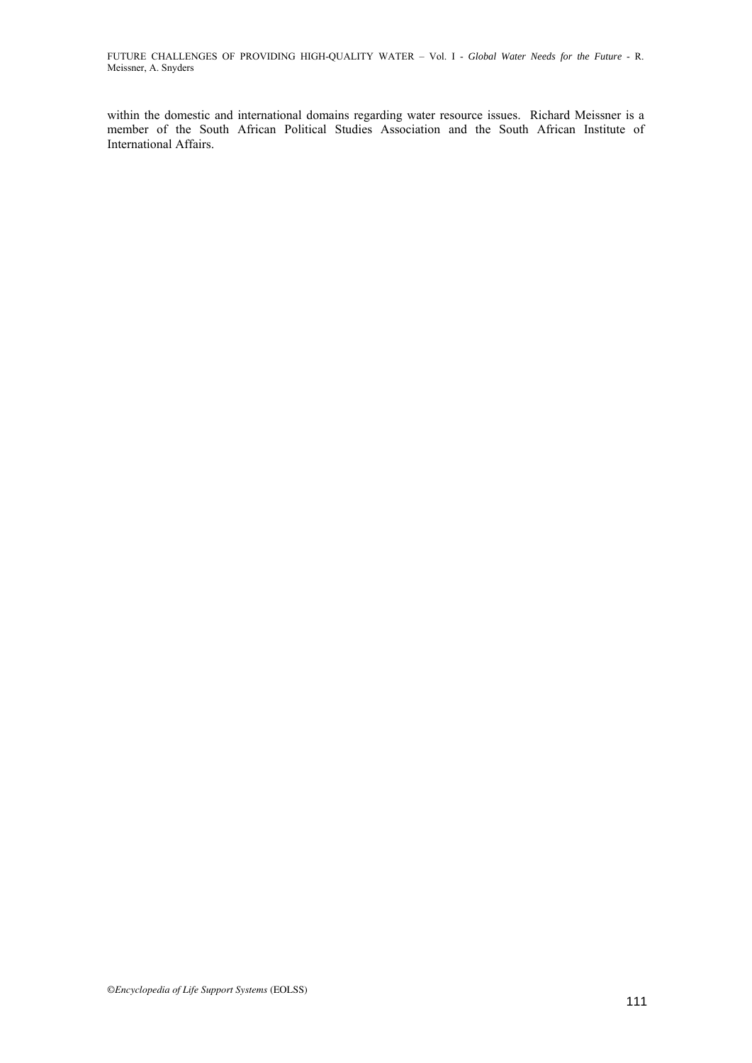within the domestic and international domains regarding water resource issues. Richard Meissner is a member of the South African Political Studies Association and the South African Institute of International Affairs.